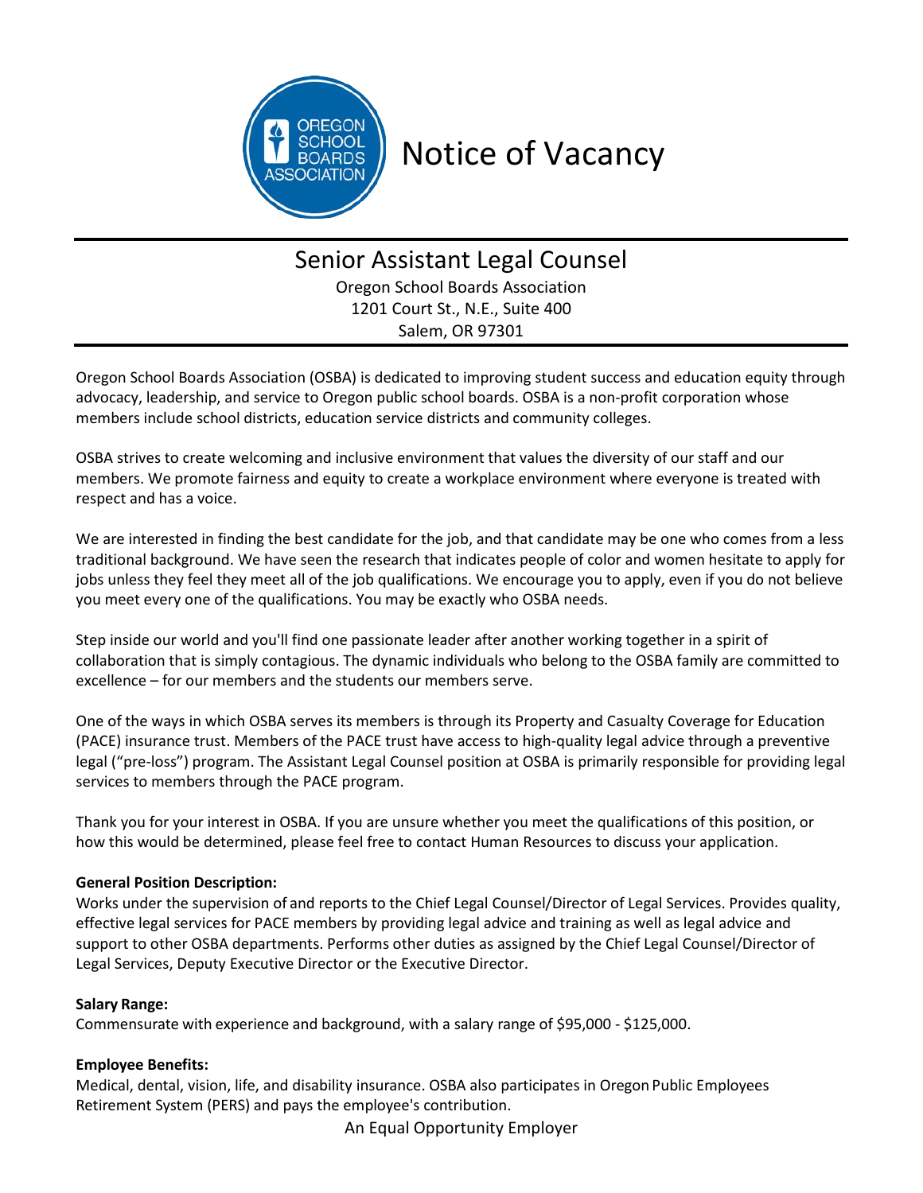# Notice of Vacancy

## Senior Assistant Legal Counsel

Oregon School Boards Association
1201 Court St., N.E., Suite 400
Salem, OR 97301

Oregon School Boards Association (OSBA) is dedicated to improving student success and education equity through advocacy, leadership, and service to Oregon public school boards. OSBA is a non-profit corporation whose members include school districts, education service districts and community colleges.

OSBA strives to create welcoming and inclusive environment that values the diversity of our staff and our members. We promote fairness and equity to create a workplace environment where everyone is treated with respect and has a voice.

We are interested in finding the best candidate for the job, and that candidate may be one who comes from a less traditional background. We have seen the research that indicates people of color and women hesitate to apply for jobs unless they feel they meet all of the job qualifications. We encourage you to apply, even if you do not believe you meet every one of the qualifications. You may be exactly who OSBA needs.

Step inside our world and you'll find one passionate leader after another working together in a spirit of collaboration that is simply contagious. The dynamic individuals who belong to the OSBA family are committed to excellence – for our members and the students our members serve.

One of the ways in which OSBA serves its members is through its Property and Casualty Coverage for Education (PACE) insurance trust. Members of the PACE trust have access to high-quality legal advice through a preventive legal ("pre-loss") program. The Assistant Legal Counsel position at OSBA is primarily responsible for providing legal services to members through the PACE program.

Thank you for your interest in OSBA. If you are unsure whether you meet the qualifications of this position, or how this would be determined, please feel free to contact Human Resources to discuss your application.

**General Position Description:**
Works under the supervision of and reports to the Chief Legal Counsel/Director of Legal Services. Provides quality, effective legal services for PACE members by providing legal advice and training as well as legal advice and support to other OSBA departments. Performs other duties as assigned by the Chief Legal Counsel/Director of Legal Services, Deputy Executive Director or the Executive Director.

**Salary Range:**
Commensurate with experience and background, with a salary range of $95,000 - $125,000.

**Employee Benefits:**
Medical, dental, vision, life, and disability insurance. OSBA also participates in Oregon Public Employees Retirement System (PERS) and pays the employee's contribution.

An Equal Opportunity Employer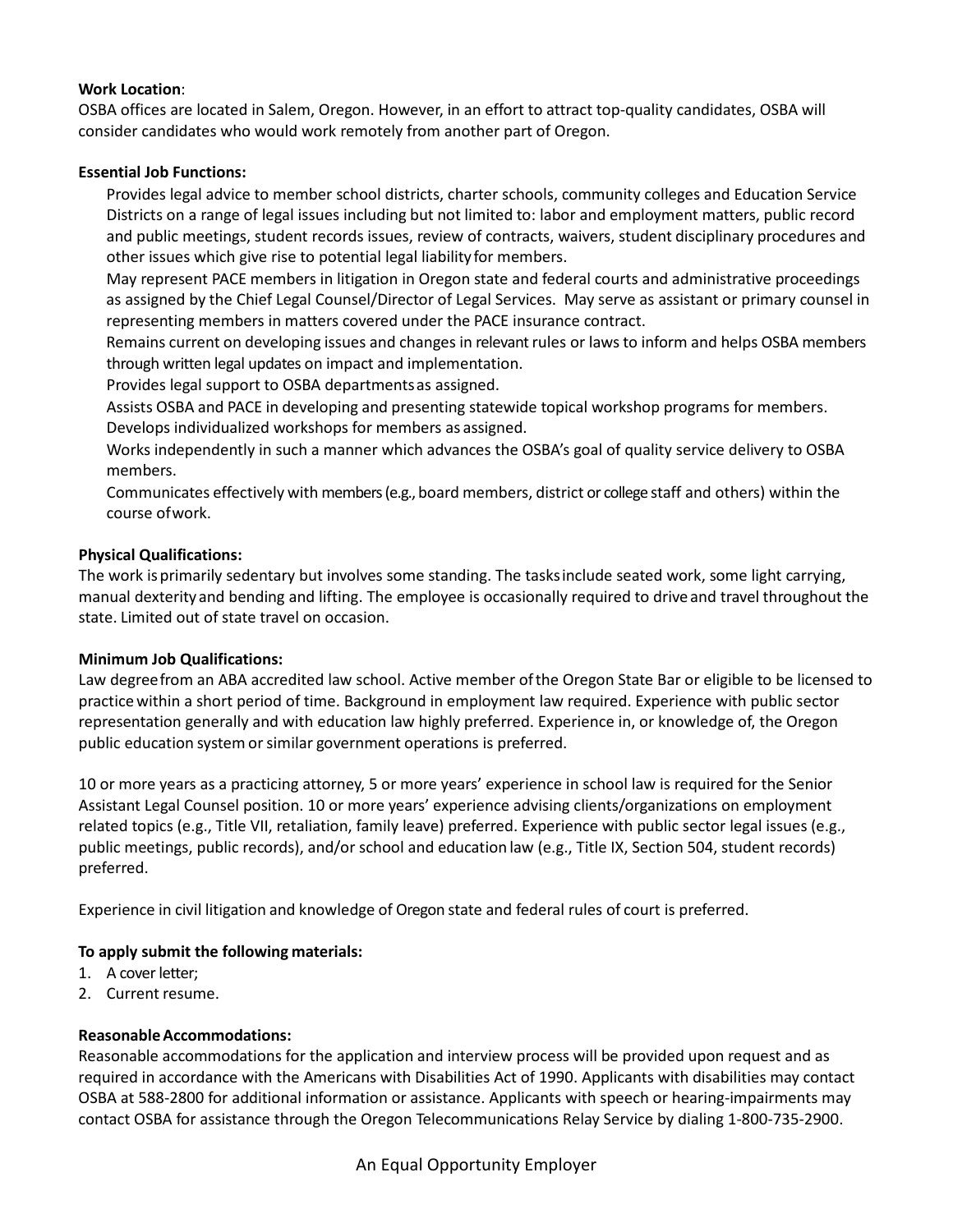**Work Location**:
OSBA offices are located in Salem, Oregon. However, in an effort to attract top-quality candidates, OSBA will consider candidates who would work remotely from another part of Oregon.

**Essential Job Functions:**

- Provides legal advice to member school districts, charter schools, community colleges and Education Service Districts on a range of legal issues including but not limited to: labor and employment matters, public record and public meetings, student records issues, review of contracts, waivers, student disciplinary procedures and other issues which give rise to potential legal liability for members.
- May represent PACE members in litigation in Oregon state and federal courts and administrative proceedings as assigned by the Chief Legal Counsel/Director of Legal Services. May serve as assistant or primary counsel in representing members in matters covered under the PACE insurance contract.
- Remains current on developing issues and changes in relevant rules or laws to inform and helps OSBA members through written legal updates on impact and implementation.
- Provides legal support to OSBA departments as assigned.
- Assists OSBA and PACE in developing and presenting statewide topical workshop programs for members.
- Develops individualized workshops for members as assigned.
- Works independently in such a manner which advances the OSBA's goal of quality service delivery to OSBA members.
- Communicates effectively with members (e.g., board members, district or college staff and others) within the course of work.

**Physical Qualifications:**
The work is primarily sedentary but involves some standing. The tasks include seated work, some light carrying, manual dexterity and bending and lifting. The employee is occasionally required to drive and travel throughout the state. Limited out of state travel on occasion.

**Minimum Job Qualifications:**
Law degree from an ABA accredited law school. Active member of the Oregon State Bar or eligible to be licensed to practice within a short period of time. Background in employment law required. Experience with public sector representation generally and with education law highly preferred. Experience in, or knowledge of, the Oregon public education system or similar government operations is preferred.

10 or more years as a practicing attorney, 5 or more years' experience in school law is required for the Senior Assistant Legal Counsel position. 10 or more years' experience advising clients/organizations on employment related topics (e.g., Title VII, retaliation, family leave) preferred. Experience with public sector legal issues (e.g., public meetings, public records), and/or school and education law (e.g., Title IX, Section 504, student records) preferred.

Experience in civil litigation and knowledge of Oregon state and federal rules of court is preferred.

**To apply submit the following materials:**

1. A cover letter;
2. Current resume.

**Reasonable Accommodations:**
Reasonable accommodations for the application and interview process will be provided upon request and as required in accordance with the Americans with Disabilities Act of 1990. Applicants with disabilities may contact OSBA at 588-2800 for additional information or assistance. Applicants with speech or hearing-impairments may contact OSBA for assistance through the Oregon Telecommunications Relay Service by dialing 1-800-735-2900.

An Equal Opportunity Employer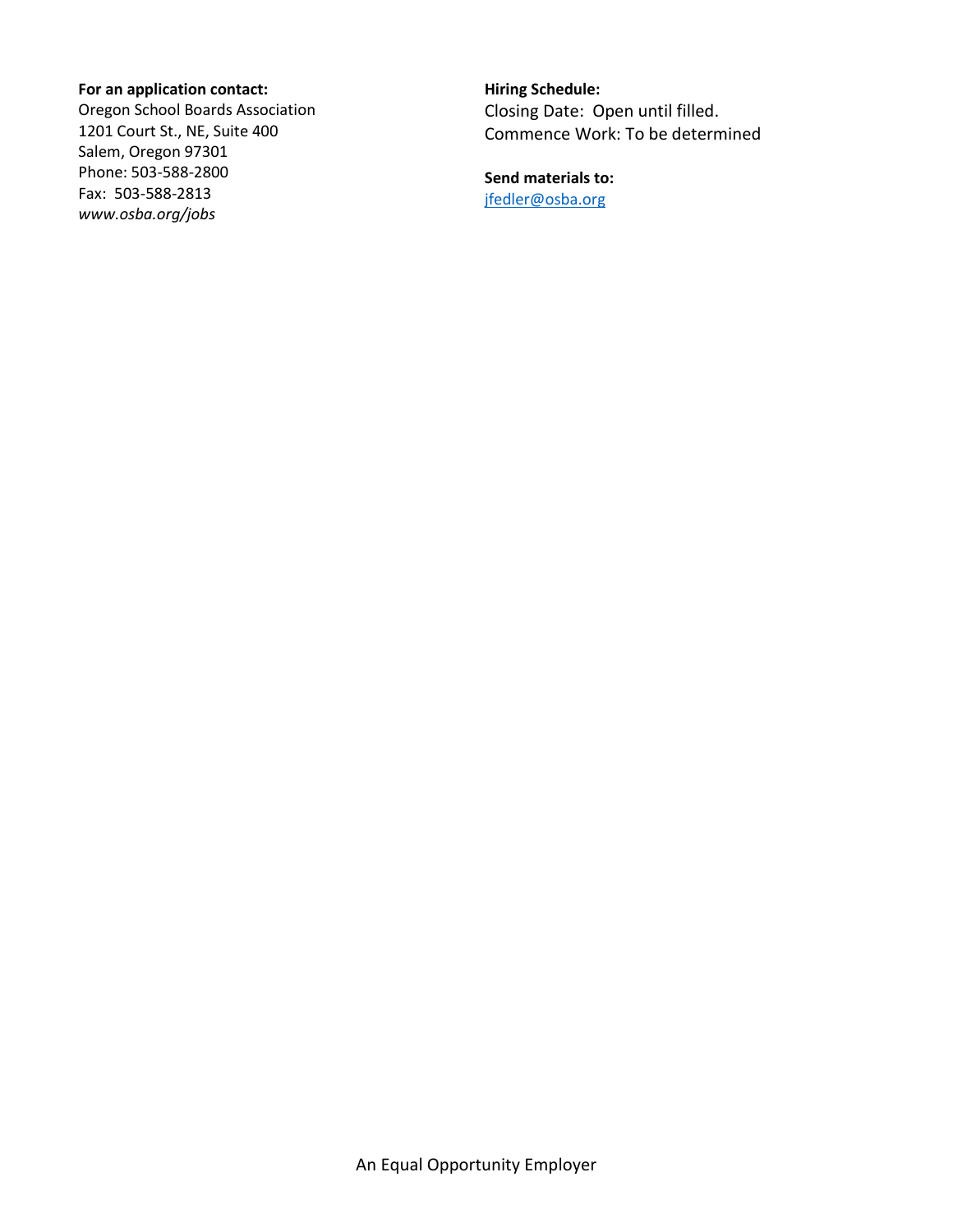**For an application contact:**
Oregon School Boards Association
1201 Court St., NE, Suite 400
Salem, Oregon 97301
Phone: 503-588-2800
Fax: 503-588-2813
*www.osba.org/jobs*

**Hiring Schedule:**
Closing Date: Open until filled.
Commence Work: To be determined

**Send materials to:**
jfedler@osba.org

An Equal Opportunity Employer